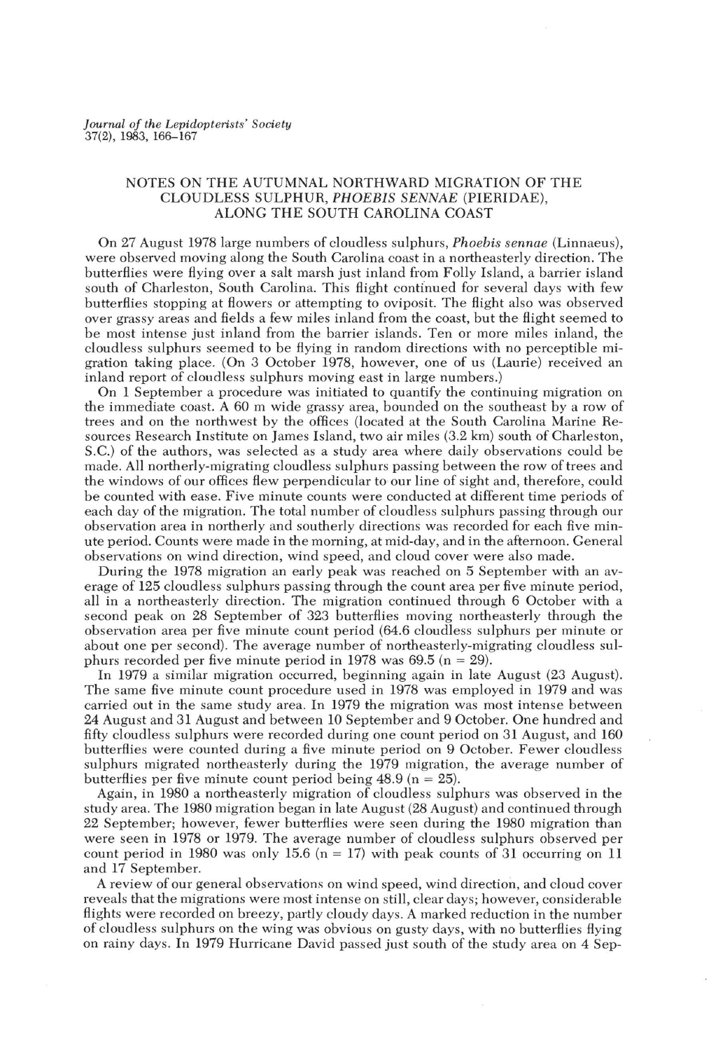# NOTES ON THE AUTUMNAL NORTHWARD MIGRATION OF THE CLOUDLESS SULPHUR, *PHOEBIS SENNAE* (PIERIDAE), ALONG THE SOUTH CAROLINA COAST

On 27 August 1978 large numbers of cloudless sulphurs, *Phoebis sennae* (Linnaeus), were observed moving along the South Carolina coast in a northeasterly direction. The butterflies were flying over a salt marsh just inland from Folly Island, a barrier island south of Charleston, South Carolina. This flight continued for several days with few butterflies stopping at flowers or attempting to oviposit. The flight also was observed over grassy areas and fields a few miles inland from the coast, but the flight seemed to be most intense just inland from the barrier islands. Ten or more miles inland, the cloudless sulphurs seemed to be flying in random directions with no perceptible migration taking place. (On 3 October 1978, however, one of us (Laurie) received an inland report of cloudless sulphurs moving east in large numbers.)

On 1 September a procedure was initiated to quantify the continuing migration on the immediate coast. A 60 m wide grassy area, bounded on the southeast by a row of trees and on the northwest by the offices (located at the South Carolina Marine Resources Research Institute on James Island, two air miles (3.2 km) south of Charleston, S.C.) of the authors, was selected as a study area where daily observations could be made. All northerly-migrating cloudless sulphurs passing between the row of trees and the windows of our offices flew perpendicular to our line of sight and, therefore, could be counted with ease. Five minute counts were conducted at different time periods of each day of the migration. The total number of cloudless sulphurs passing through our observation area in northerly and southerly directions was recorded for each five minute period. Counts were made in the morning, at mid-day, and in the afternoon. General observations on wind direction, wind speed, and cloud cover were also made.

During the 1978 migration an early peak was reached on 5 September with an average of 125 cloudless sulphurs passing through the count area per five minute period, all in a northeasterly direction. The migration continued through 6 October with a second peak on 28 September of 323 butterflies moving northeasterly through the observation area per five minute count period (64.6 cloudless sulphurs per minute or about one per second). The average number of northeasterly-migrating cloudless sulphurs recorded per five minute period in 1978 was 69.5 ($n = 29$).

In 1979 a similar migration occurred, beginning again in late August (23 August). The same five minute count procedure used in 1978 was employed in 1979 and was carried out in the same study area. In 1979 the migration was most intense between 24 August and 31 August and between 10 September and 9 October. One hundred and fifty cloudless sulphurs were recorded during one count period on 31 August, and 160 butterflies were counted during a five minute period on 9 October. Fewer cloudless sulphurs migrated northeasterly during the 1979 migration, the average number of butterflies per five minute count period being 48.9 ($n = 25$).

Again, in 1980 a northeasterly migration of cloudless sulphurs was observed in the study area. The 1980 migration began in late August (28 August) and continued through 22 September; however, fewer butterflies were seen during the 1980 migration than were seen in 1978 or 1979. The average number of cloudless sulphurs observed per count period in 1980 was only 15.6 ($n = 17$) with peak counts of 31 occurring on 11 and 17 September.

A review of our general observations on wind speed, wind direction, and cloud cover reveals that the migrations were most intense on still, clear days; however, considerable flights were recorded on breezy, partly cloudy days. A marked reduction in the number of cloudless sulphurs on the wing was obvious on gusty days, with no butterflies flying on rainy days. In 1979 Hurricane David passed just south of the study area on 4 Sep-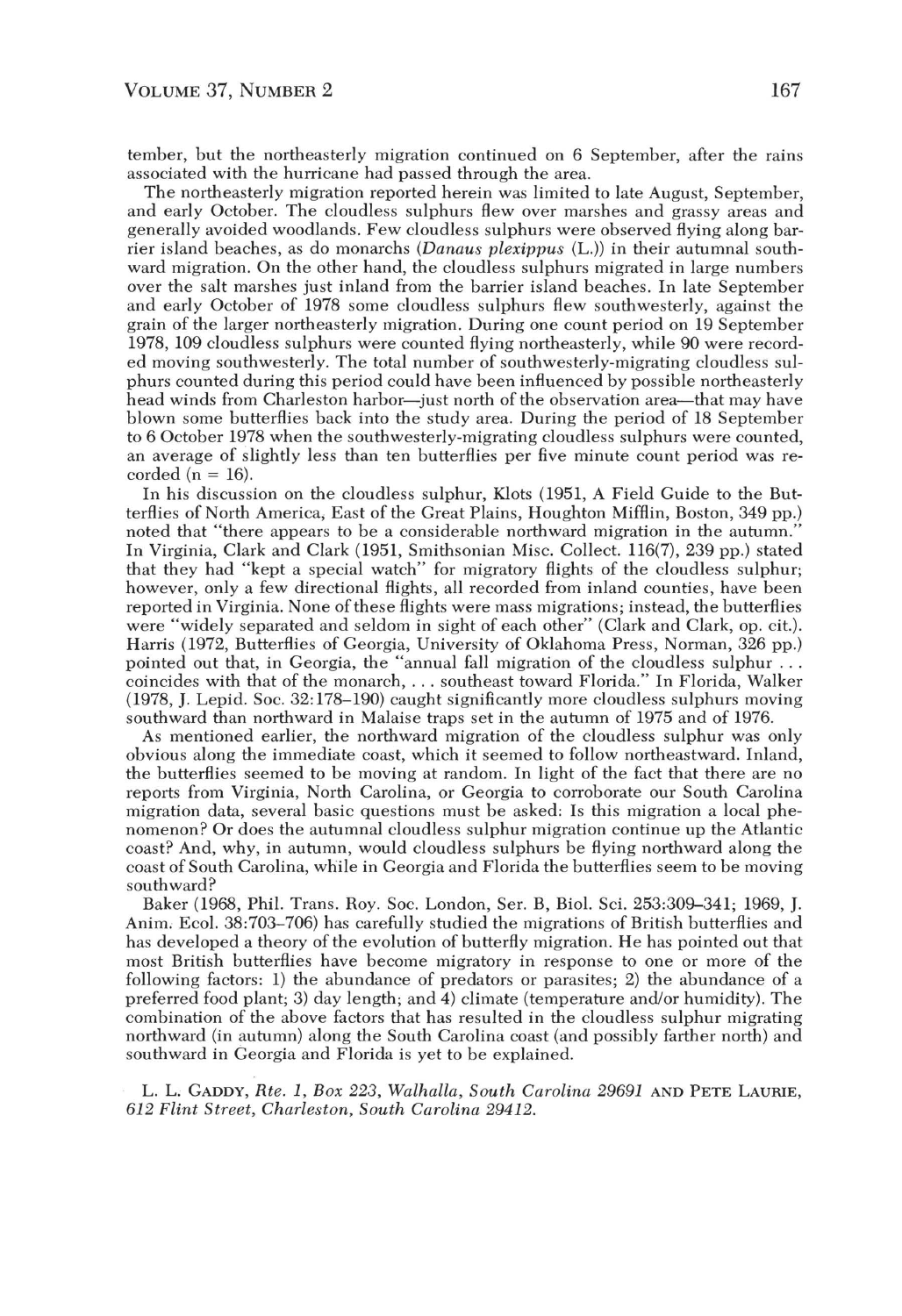tember, but the northeasterly migration continued on 6 September, after the rains associated with the hurricane had passed through the area.

The northeasterly migration reported herein was limited to late August, September, and early October. The cloudless sulphurs flew over marshes and grassy areas and generally avoided woodlands. Few cloudless sulphurs were observed flying along barrier island beaches, as do monarchs (*Danaus plexippus* (L.)) in their autumnal southward migration. On the other hand, the cloudless sulphurs migrated in large numbers over the salt marshes just inland from the barrier island beaches. In late September and early October of 1978 some cloudless sulphurs flew southwesterly, against the grain of the larger northeasterly migration. During one count period on 19 September 1978, 109 cloudless sulphurs were counted flying northeasterly, while 90 were recorded moving southwesterly. The total number of southwesterly-migrating cloudless sulphurs counted during this period could have been influenced by possible northeasterly head winds from Charleston harbor—just north of the observation area—that may have blown some butterflies back into the study area. During the period of 18 September to 6 October 1978 when the southwesterly-migrating cloudless sulphurs were counted, an average of slightly less than ten butterflies per five minute count period was recorded ($n = 16$).

In his discussion on the cloudless sulphur, Klots (1951, A Field Guide to the Butterflies of North America, East of the Great Plains, Houghton Mifflin, Boston, 349 pp.) noted that "there appears to be a considerable northward migration in the autumn." In Virginia, Clark and Clark (1951, Smithsonian Misc. Collect. 116(7), 239 pp.) stated that they had "kept a special watch" for migratory flights of the cloudless sulphur; however, only a few directional flights, all recorded from inland counties, have been reported in Virginia. None of these flights were mass migrations; instead, the butterflies were "widely separated and seldom in sight of each other" (Clark and Clark, op. cit.). Harris (1972, Butterflies of Georgia, University of Oklahoma Press, Norman, 326 pp.) pointed out that, in Georgia, the "annual fall migration of the cloudless sulphur . . . coincides with that of the monarch, . . . southeast toward Florida." In Florida, Walker (1978, J. Lepid. Soc. 32:178–190) caught significantly more cloudless sulphurs moving southward than northward in Malaise traps set in the autumn of 1975 and of 1976.

As mentioned earlier, the northward migration of the cloudless sulphur was only obvious along the immediate coast, which it seemed to follow northeastward. Inland, the butterflies seemed to be moving at random. In light of the fact that there are no reports from Virginia, North Carolina, or Georgia to corroborate our South Carolina migration data, several basic questions must be asked: Is this migration a local phenomenon? Or does the autumnal cloudless sulphur migration continue up the Atlantic coast? And, why, in autumn, would cloudless sulphurs be flying northward along the coast of South Carolina, while in Georgia and Florida the butterflies seem to be moving southward?

Baker (1968, Phil. Trans. Roy. Soc. London, Ser. B, Biol. Sci. 253:309–341; 1969, J. Anim. Ecol. 38:703–706) has carefully studied the migrations of British butterflies and has developed a theory of the evolution of butterfly migration. He has pointed out that most British butterflies have become migratory in response to one or more of the following factors: 1) the abundance of predators or parasites; 2) the abundance of a preferred food plant; 3) day length; and 4) climate (temperature and/or humidity). The combination of the above factors that has resulted in the cloudless sulphur migrating northward (in autumn) along the South Carolina coast (and possibly farther north) and southward in Georgia and Florida is yet to be explained.

L. L. GADDY, *Rte. 1, Box 223, Walhalla, South Carolina 29691* AND PETE LAURIE, *612 Flint Street, Charleston, South Carolina 29412.*